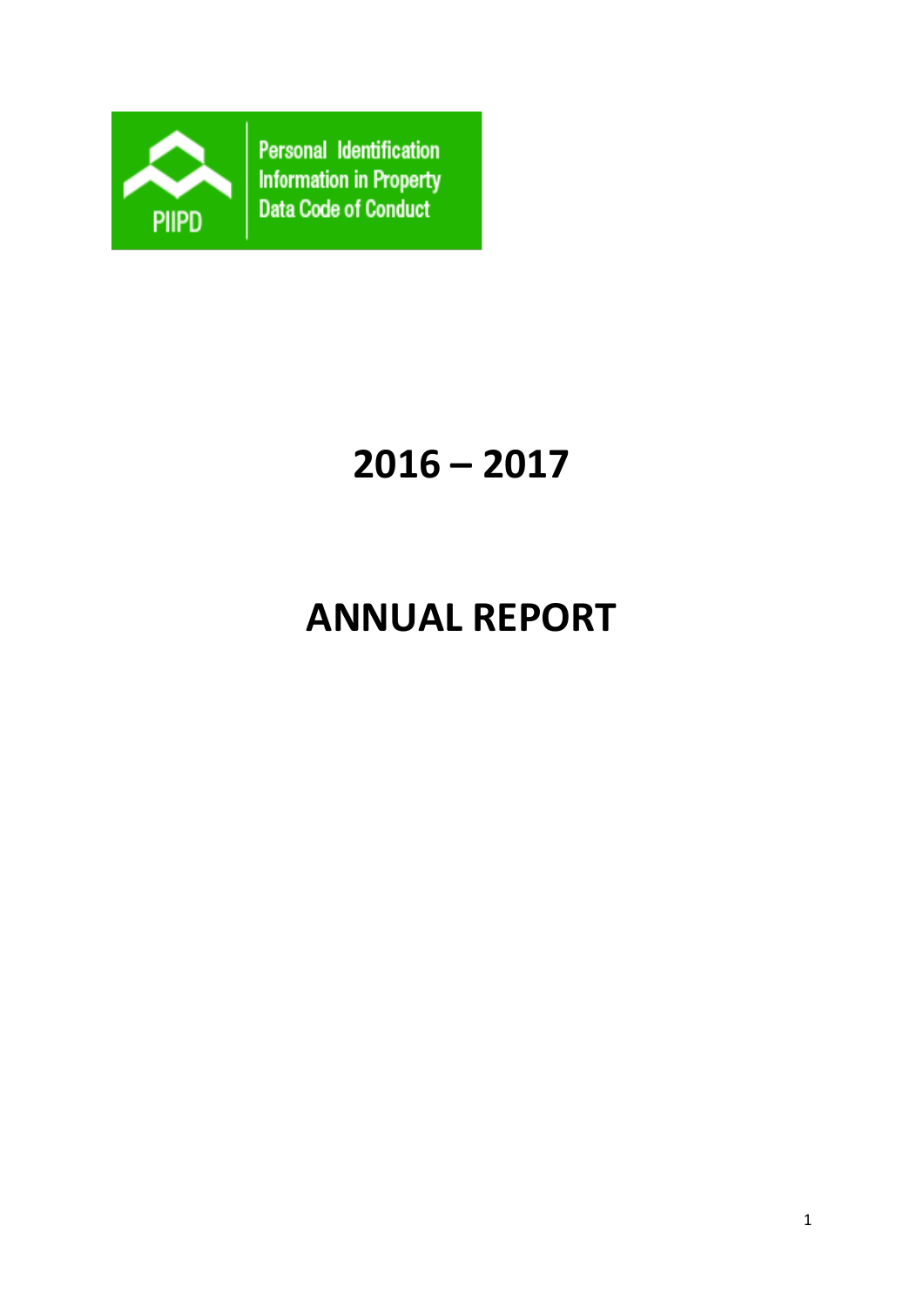PIIPD

Personal Identification Information in Property Data Code of Conduct

# 2016 – 2017

# ANNUAL REPORT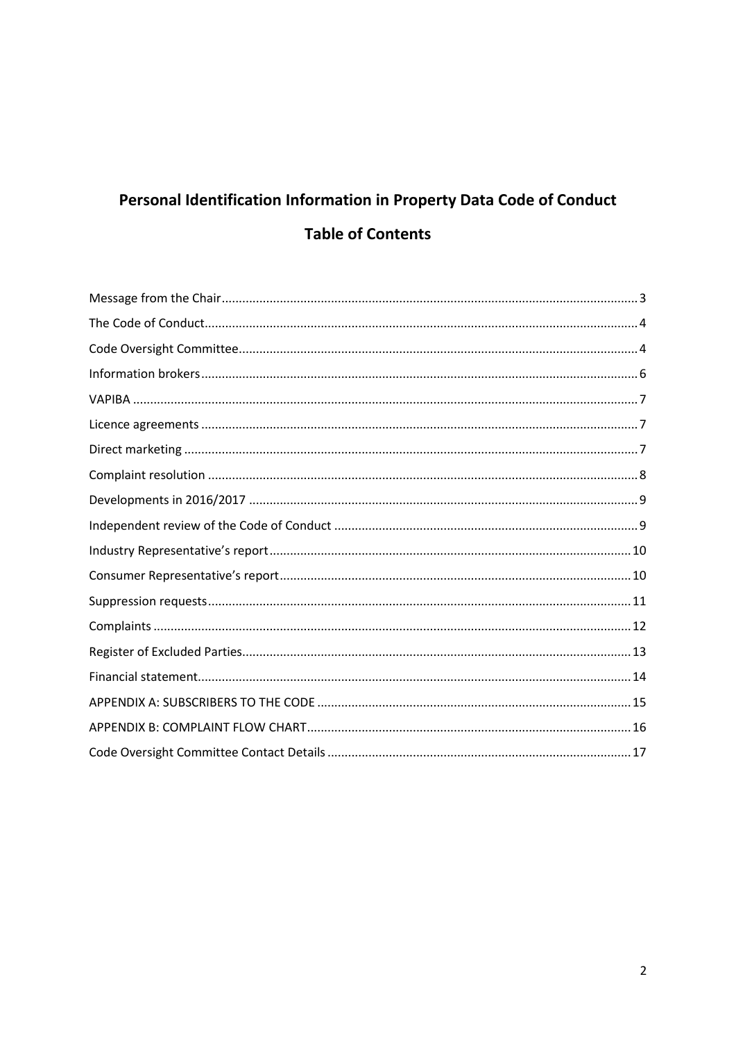# Personal Identification Information in Property Data Code of Conduct

## Table of Contents

| | |
|---|---|
| Message from the Chair | 3 |
| The Code of Conduct | 4 |
| Code Oversight Committee | 4 |
| Information brokers | 6 |
| VAPIBA | 7 |
| Licence agreements | 7 |
| Direct marketing | 7 |
| Complaint resolution | 8 |
| Developments in 2016/2017 | 9 |
| Independent review of the Code of Conduct | 9 |
| Industry Representative's report | 10 |
| Consumer Representative's report | 10 |
| Suppression requests | 11 |
| Complaints | 12 |
| Register of Excluded Parties | 13 |
| Financial statement | 14 |
| APPENDIX A: SUBSCRIBERS TO THE CODE | 15 |
| APPENDIX B: COMPLAINT FLOW CHART | 16 |
| Code Oversight Committee Contact Details | 17 |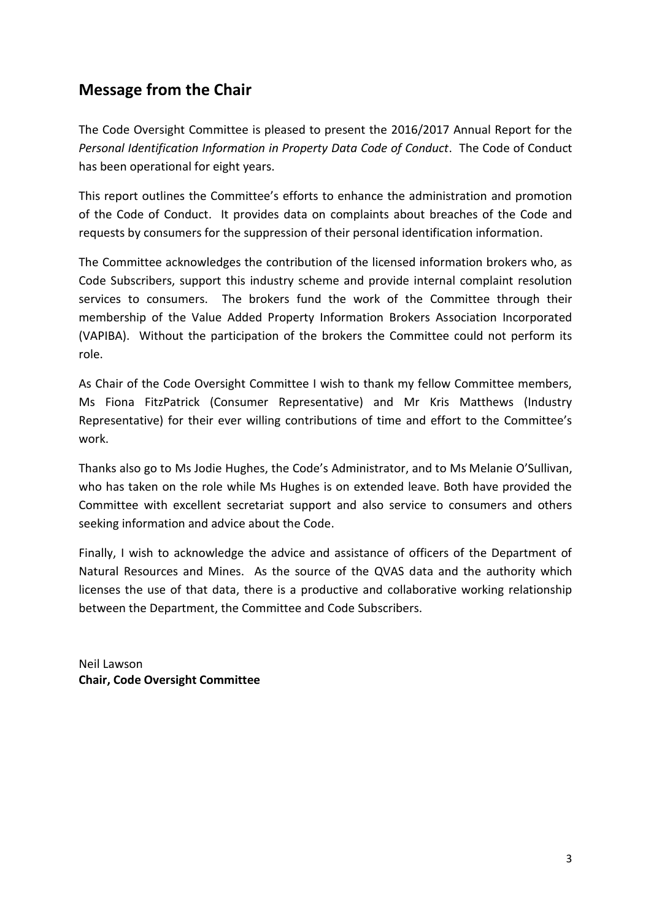## Message from the Chair

The Code Oversight Committee is pleased to present the 2016/2017 Annual Report for the *Personal Identification Information in Property Data Code of Conduct*. The Code of Conduct has been operational for eight years.

This report outlines the Committee's efforts to enhance the administration and promotion of the Code of Conduct. It provides data on complaints about breaches of the Code and requests by consumers for the suppression of their personal identification information.

The Committee acknowledges the contribution of the licensed information brokers who, as Code Subscribers, support this industry scheme and provide internal complaint resolution services to consumers. The brokers fund the work of the Committee through their membership of the Value Added Property Information Brokers Association Incorporated (VAPIBA). Without the participation of the brokers the Committee could not perform its role.

As Chair of the Code Oversight Committee I wish to thank my fellow Committee members, Ms Fiona FitzPatrick (Consumer Representative) and Mr Kris Matthews (Industry Representative) for their ever willing contributions of time and effort to the Committee's work.

Thanks also go to Ms Jodie Hughes, the Code's Administrator, and to Ms Melanie O'Sullivan, who has taken on the role while Ms Hughes is on extended leave. Both have provided the Committee with excellent secretariat support and also service to consumers and others seeking information and advice about the Code.

Finally, I wish to acknowledge the advice and assistance of officers of the Department of Natural Resources and Mines. As the source of the QVAS data and the authority which licenses the use of that data, there is a productive and collaborative working relationship between the Department, the Committee and Code Subscribers.

Neil Lawson
**Chair, Code Oversight Committee**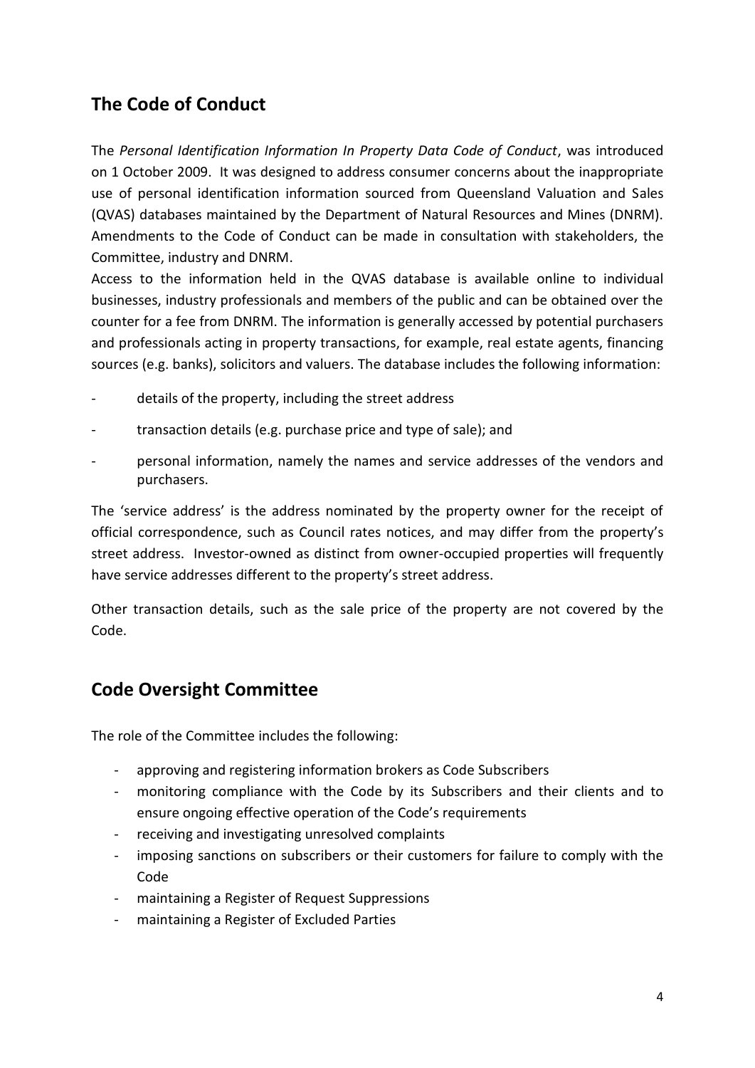## The Code of Conduct

The *Personal Identification Information In Property Data Code of Conduct*, was introduced on 1 October 2009. It was designed to address consumer concerns about the inappropriate use of personal identification information sourced from Queensland Valuation and Sales (QVAS) databases maintained by the Department of Natural Resources and Mines (DNRM). Amendments to the Code of Conduct can be made in consultation with stakeholders, the Committee, industry and DNRM.

Access to the information held in the QVAS database is available online to individual businesses, industry professionals and members of the public and can be obtained over the counter for a fee from DNRM. The information is generally accessed by potential purchasers and professionals acting in property transactions, for example, real estate agents, financing sources (e.g. banks), solicitors and valuers. The database includes the following information:

- details of the property, including the street address
- transaction details (e.g. purchase price and type of sale); and
- personal information, namely the names and service addresses of the vendors and purchasers.

The 'service address' is the address nominated by the property owner for the receipt of official correspondence, such as Council rates notices, and may differ from the property's street address. Investor-owned as distinct from owner-occupied properties will frequently have service addresses different to the property's street address.

Other transaction details, such as the sale price of the property are not covered by the Code.

## Code Oversight Committee

The role of the Committee includes the following:

- approving and registering information brokers as Code Subscribers
- monitoring compliance with the Code by its Subscribers and their clients and to ensure ongoing effective operation of the Code's requirements
- receiving and investigating unresolved complaints
- imposing sanctions on subscribers or their customers for failure to comply with the Code
- maintaining a Register of Request Suppressions
- maintaining a Register of Excluded Parties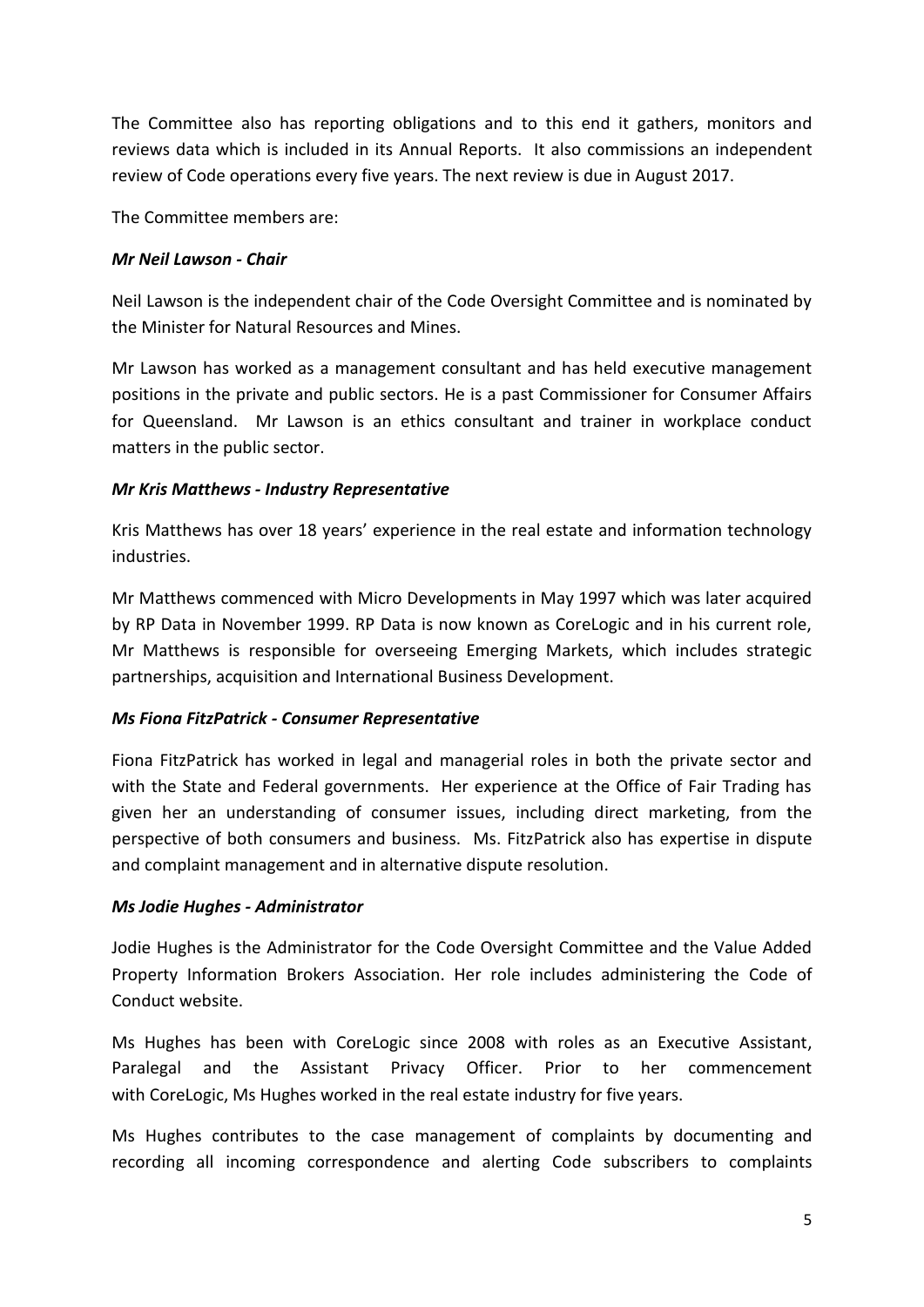The Committee also has reporting obligations and to this end it gathers, monitors and reviews data which is included in its Annual Reports. It also commissions an independent review of Code operations every five years. The next review is due in August 2017.

The Committee members are:

***Mr Neil Lawson - Chair***

Neil Lawson is the independent chair of the Code Oversight Committee and is nominated by the Minister for Natural Resources and Mines.

Mr Lawson has worked as a management consultant and has held executive management positions in the private and public sectors. He is a past Commissioner for Consumer Affairs for Queensland. Mr Lawson is an ethics consultant and trainer in workplace conduct matters in the public sector.

***Mr Kris Matthews - Industry Representative***

Kris Matthews has over 18 years' experience in the real estate and information technology industries.

Mr Matthews commenced with Micro Developments in May 1997 which was later acquired by RP Data in November 1999. RP Data is now known as CoreLogic and in his current role, Mr Matthews is responsible for overseeing Emerging Markets, which includes strategic partnerships, acquisition and International Business Development.

***Ms Fiona FitzPatrick - Consumer Representative***

Fiona FitzPatrick has worked in legal and managerial roles in both the private sector and with the State and Federal governments. Her experience at the Office of Fair Trading has given her an understanding of consumer issues, including direct marketing, from the perspective of both consumers and business. Ms. FitzPatrick also has expertise in dispute and complaint management and in alternative dispute resolution.

***Ms Jodie Hughes - Administrator***

Jodie Hughes is the Administrator for the Code Oversight Committee and the Value Added Property Information Brokers Association. Her role includes administering the Code of Conduct website.

Ms Hughes has been with CoreLogic since 2008 with roles as an Executive Assistant, Paralegal and the Assistant Privacy Officer. Prior to her commencement with CoreLogic, Ms Hughes worked in the real estate industry for five years.

Ms Hughes contributes to the case management of complaints by documenting and recording all incoming correspondence and alerting Code subscribers to complaints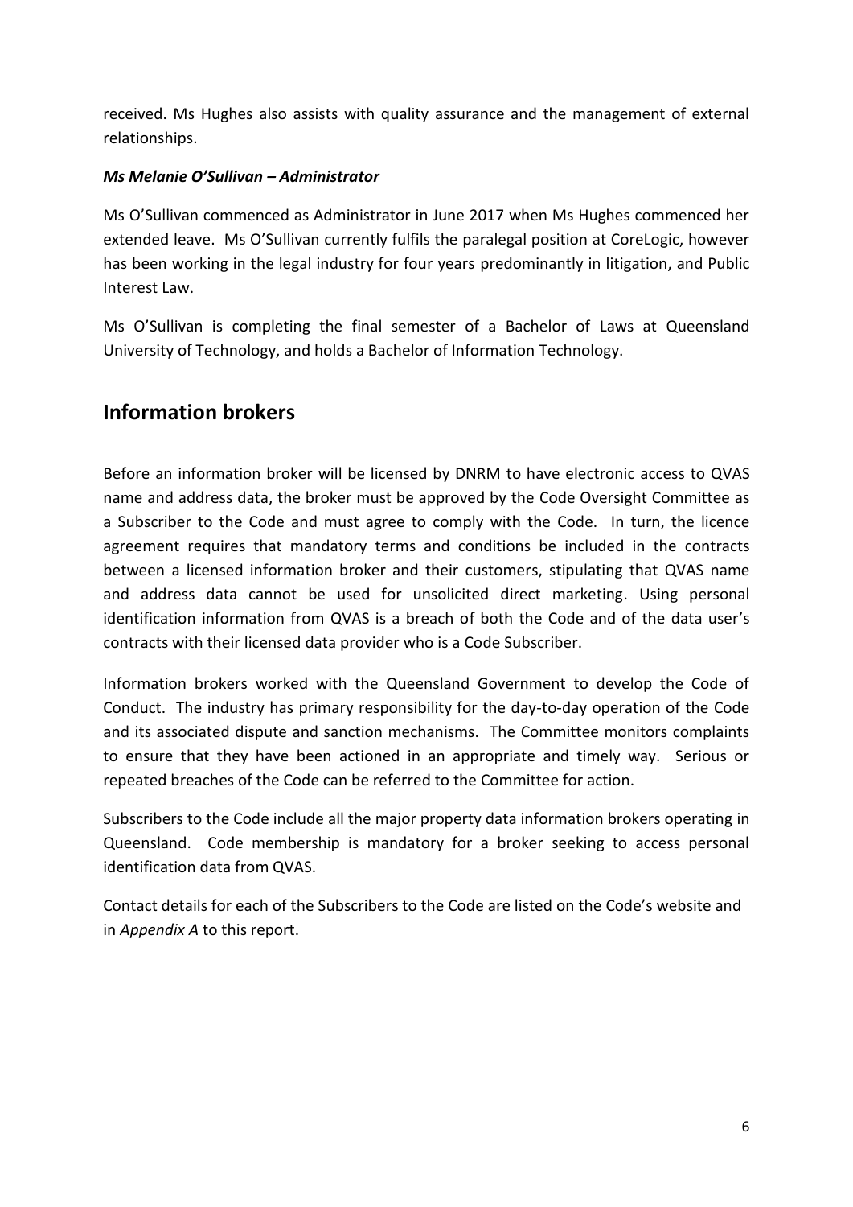received. Ms Hughes also assists with quality assurance and the management of external relationships.

***Ms Melanie O'Sullivan – Administrator***

Ms O'Sullivan commenced as Administrator in June 2017 when Ms Hughes commenced her extended leave. Ms O'Sullivan currently fulfils the paralegal position at CoreLogic, however has been working in the legal industry for four years predominantly in litigation, and Public Interest Law.

Ms O'Sullivan is completing the final semester of a Bachelor of Laws at Queensland University of Technology, and holds a Bachelor of Information Technology.

## Information brokers

Before an information broker will be licensed by DNRM to have electronic access to QVAS name and address data, the broker must be approved by the Code Oversight Committee as a Subscriber to the Code and must agree to comply with the Code. In turn, the licence agreement requires that mandatory terms and conditions be included in the contracts between a licensed information broker and their customers, stipulating that QVAS name and address data cannot be used for unsolicited direct marketing. Using personal identification information from QVAS is a breach of both the Code and of the data user's contracts with their licensed data provider who is a Code Subscriber.

Information brokers worked with the Queensland Government to develop the Code of Conduct. The industry has primary responsibility for the day-to-day operation of the Code and its associated dispute and sanction mechanisms. The Committee monitors complaints to ensure that they have been actioned in an appropriate and timely way. Serious or repeated breaches of the Code can be referred to the Committee for action.

Subscribers to the Code include all the major property data information brokers operating in Queensland. Code membership is mandatory for a broker seeking to access personal identification data from QVAS.

Contact details for each of the Subscribers to the Code are listed on the Code's website and in *Appendix A* to this report.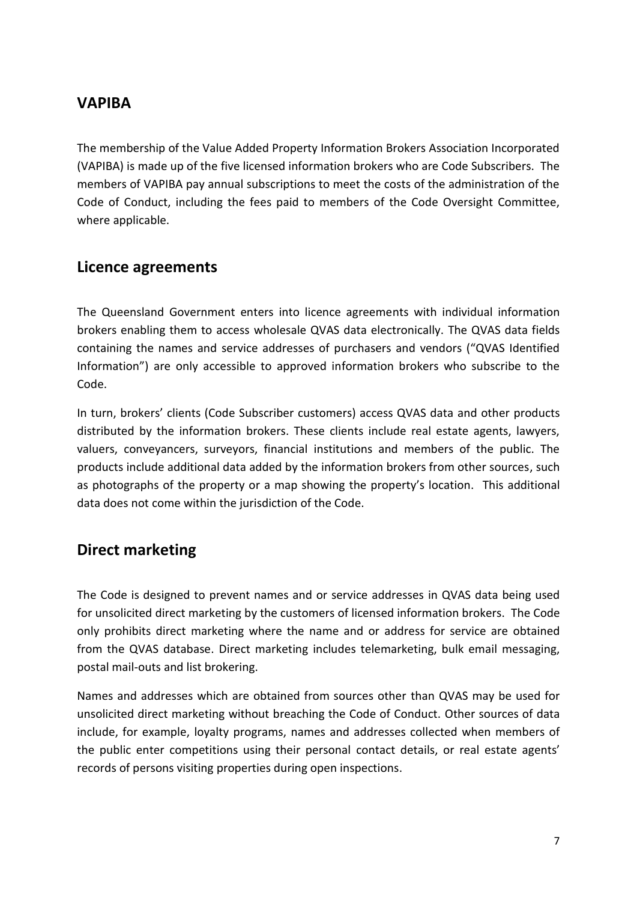## VAPIBA

The membership of the Value Added Property Information Brokers Association Incorporated (VAPIBA) is made up of the five licensed information brokers who are Code Subscribers. The members of VAPIBA pay annual subscriptions to meet the costs of the administration of the Code of Conduct, including the fees paid to members of the Code Oversight Committee, where applicable.

## Licence agreements

The Queensland Government enters into licence agreements with individual information brokers enabling them to access wholesale QVAS data electronically. The QVAS data fields containing the names and service addresses of purchasers and vendors ("QVAS Identified Information") are only accessible to approved information brokers who subscribe to the Code.

In turn, brokers' clients (Code Subscriber customers) access QVAS data and other products distributed by the information brokers. These clients include real estate agents, lawyers, valuers, conveyancers, surveyors, financial institutions and members of the public. The products include additional data added by the information brokers from other sources, such as photographs of the property or a map showing the property's location. This additional data does not come within the jurisdiction of the Code.

## Direct marketing

The Code is designed to prevent names and or service addresses in QVAS data being used for unsolicited direct marketing by the customers of licensed information brokers. The Code only prohibits direct marketing where the name and or address for service are obtained from the QVAS database. Direct marketing includes telemarketing, bulk email messaging, postal mail-outs and list brokering.

Names and addresses which are obtained from sources other than QVAS may be used for unsolicited direct marketing without breaching the Code of Conduct. Other sources of data include, for example, loyalty programs, names and addresses collected when members of the public enter competitions using their personal contact details, or real estate agents' records of persons visiting properties during open inspections.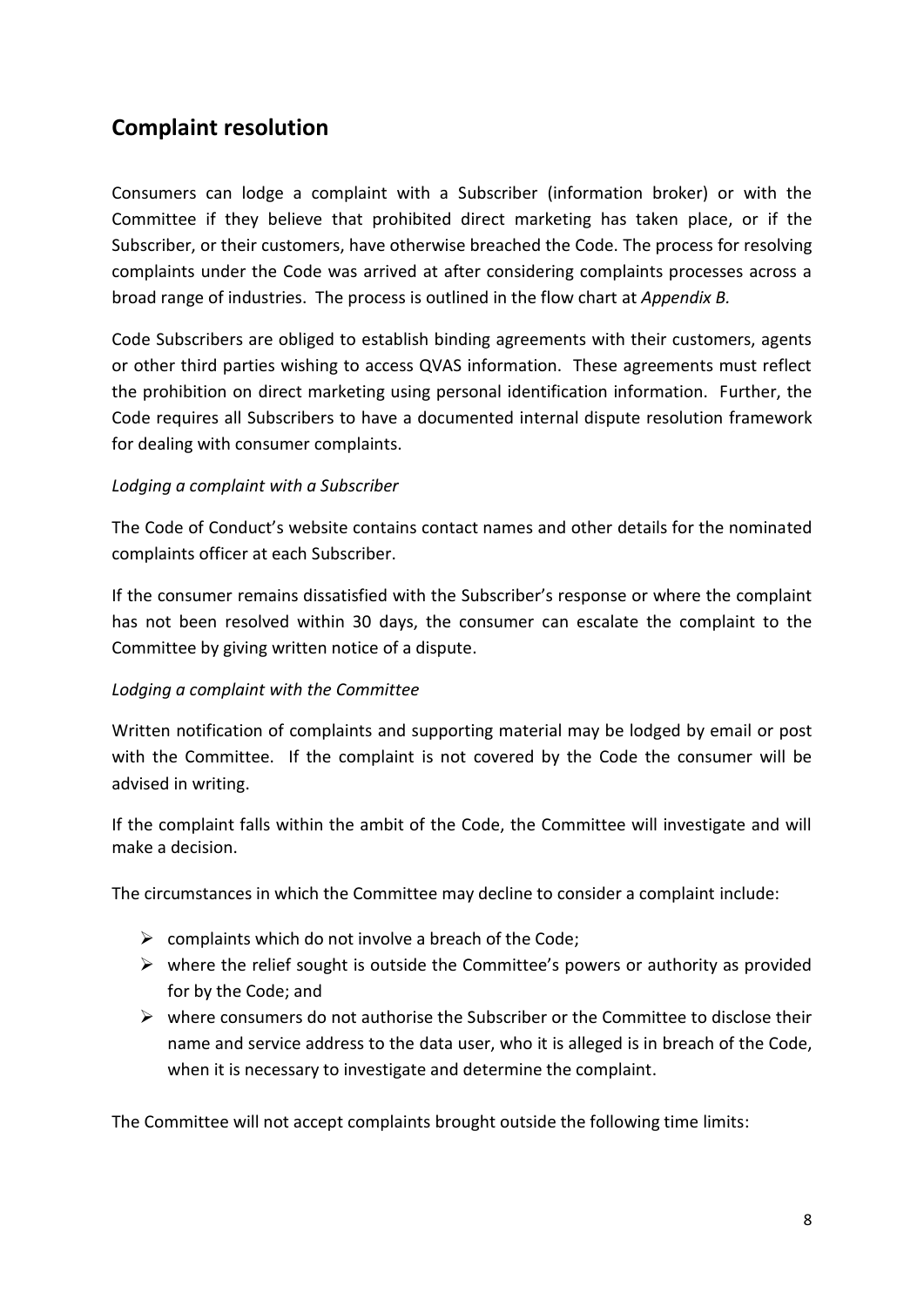## Complaint resolution

Consumers can lodge a complaint with a Subscriber (information broker) or with the Committee if they believe that prohibited direct marketing has taken place, or if the Subscriber, or their customers, have otherwise breached the Code. The process for resolving complaints under the Code was arrived at after considering complaints processes across a broad range of industries. The process is outlined in the flow chart at *Appendix B.*

Code Subscribers are obliged to establish binding agreements with their customers, agents or other third parties wishing to access QVAS information. These agreements must reflect the prohibition on direct marketing using personal identification information. Further, the Code requires all Subscribers to have a documented internal dispute resolution framework for dealing with consumer complaints.

*Lodging a complaint with a Subscriber*

The Code of Conduct's website contains contact names and other details for the nominated complaints officer at each Subscriber.

If the consumer remains dissatisfied with the Subscriber's response or where the complaint has not been resolved within 30 days, the consumer can escalate the complaint to the Committee by giving written notice of a dispute.

*Lodging a complaint with the Committee*

Written notification of complaints and supporting material may be lodged by email or post with the Committee. If the complaint is not covered by the Code the consumer will be advised in writing.

If the complaint falls within the ambit of the Code, the Committee will investigate and will make a decision.

The circumstances in which the Committee may decline to consider a complaint include:

- complaints which do not involve a breach of the Code;
- where the relief sought is outside the Committee's powers or authority as provided for by the Code; and
- where consumers do not authorise the Subscriber or the Committee to disclose their name and service address to the data user, who it is alleged is in breach of the Code, when it is necessary to investigate and determine the complaint.

The Committee will not accept complaints brought outside the following time limits: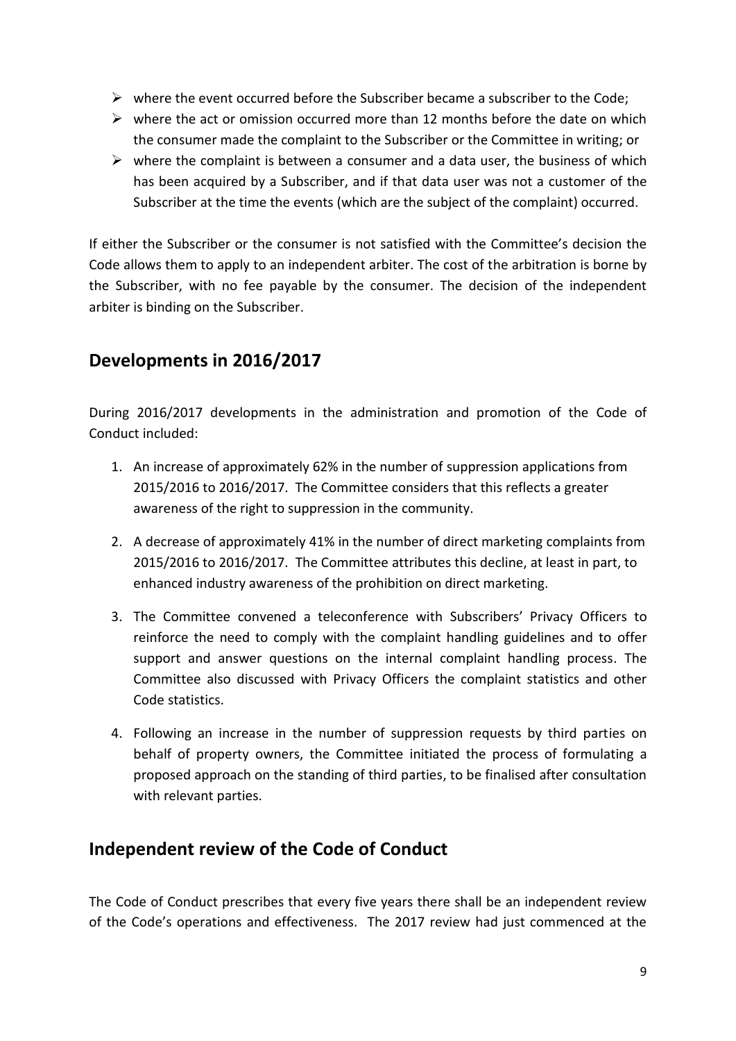- where the event occurred before the Subscriber became a subscriber to the Code;
- where the act or omission occurred more than 12 months before the date on which the consumer made the complaint to the Subscriber or the Committee in writing; or
- where the complaint is between a consumer and a data user, the business of which has been acquired by a Subscriber, and if that data user was not a customer of the Subscriber at the time the events (which are the subject of the complaint) occurred.

If either the Subscriber or the consumer is not satisfied with the Committee's decision the Code allows them to apply to an independent arbiter. The cost of the arbitration is borne by the Subscriber, with no fee payable by the consumer. The decision of the independent arbiter is binding on the Subscriber.

## Developments in 2016/2017

During 2016/2017 developments in the administration and promotion of the Code of Conduct included:

1. An increase of approximately 62% in the number of suppression applications from 2015/2016 to 2016/2017. The Committee considers that this reflects a greater awareness of the right to suppression in the community.

2. A decrease of approximately 41% in the number of direct marketing complaints from 2015/2016 to 2016/2017. The Committee attributes this decline, at least in part, to enhanced industry awareness of the prohibition on direct marketing.

3. The Committee convened a teleconference with Subscribers' Privacy Officers to reinforce the need to comply with the complaint handling guidelines and to offer support and answer questions on the internal complaint handling process. The Committee also discussed with Privacy Officers the complaint statistics and other Code statistics.

4. Following an increase in the number of suppression requests by third parties on behalf of property owners, the Committee initiated the process of formulating a proposed approach on the standing of third parties, to be finalised after consultation with relevant parties.

## Independent review of the Code of Conduct

The Code of Conduct prescribes that every five years there shall be an independent review of the Code's operations and effectiveness. The 2017 review had just commenced at the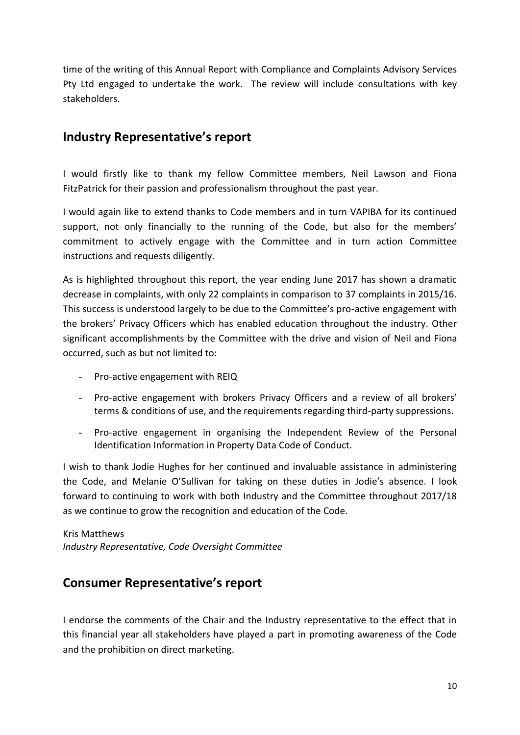time of the writing of this Annual Report with Compliance and Complaints Advisory Services Pty Ltd engaged to undertake the work. The review will include consultations with key stakeholders.

## Industry Representative's report

I would firstly like to thank my fellow Committee members, Neil Lawson and Fiona FitzPatrick for their passion and professionalism throughout the past year.

I would again like to extend thanks to Code members and in turn VAPIBA for its continued support, not only financially to the running of the Code, but also for the members' commitment to actively engage with the Committee and in turn action Committee instructions and requests diligently.

As is highlighted throughout this report, the year ending June 2017 has shown a dramatic decrease in complaints, with only 22 complaints in comparison to 37 complaints in 2015/16. This success is understood largely to be due to the Committee's pro-active engagement with the brokers' Privacy Officers which has enabled education throughout the industry. Other significant accomplishments by the Committee with the drive and vision of Neil and Fiona occurred, such as but not limited to:

- Pro-active engagement with REIQ
- Pro-active engagement with brokers Privacy Officers and a review of all brokers' terms & conditions of use, and the requirements regarding third-party suppressions.
- Pro-active engagement in organising the Independent Review of the Personal Identification Information in Property Data Code of Conduct.

I wish to thank Jodie Hughes for her continued and invaluable assistance in administering the Code, and Melanie O'Sullivan for taking on these duties in Jodie's absence. I look forward to continuing to work with both Industry and the Committee throughout 2017/18 as we continue to grow the recognition and education of the Code.

Kris Matthews
*Industry Representative, Code Oversight Committee*

## Consumer Representative's report

I endorse the comments of the Chair and the Industry representative to the effect that in this financial year all stakeholders have played a part in promoting awareness of the Code and the prohibition on direct marketing.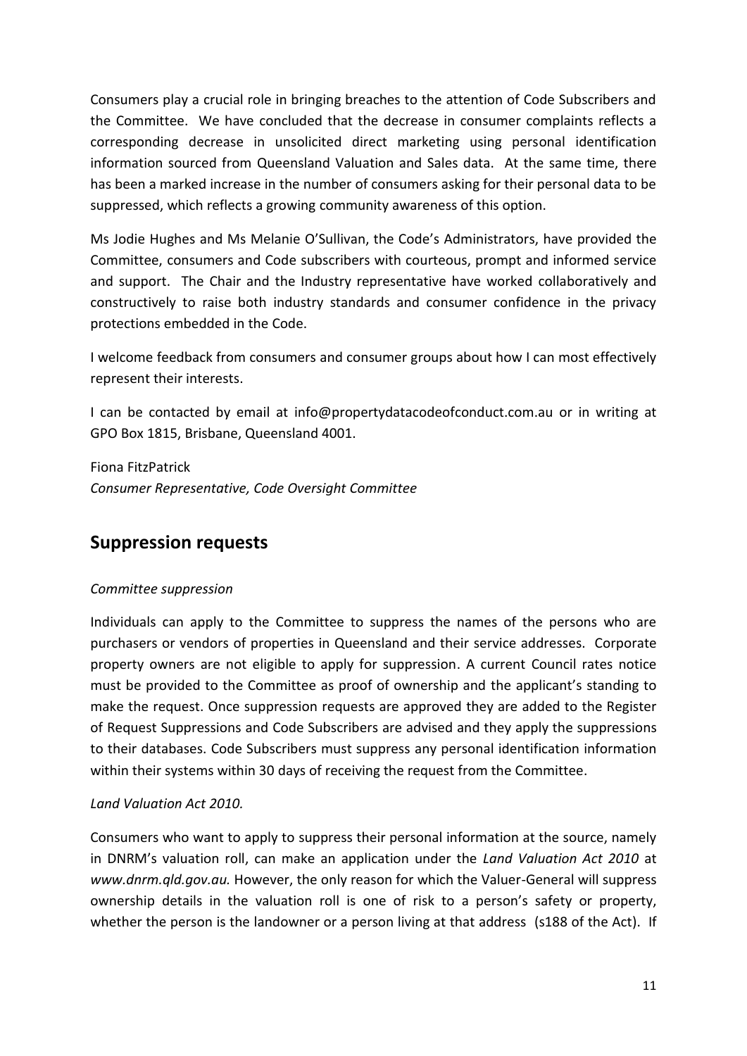Consumers play a crucial role in bringing breaches to the attention of Code Subscribers and the Committee. We have concluded that the decrease in consumer complaints reflects a corresponding decrease in unsolicited direct marketing using personal identification information sourced from Queensland Valuation and Sales data. At the same time, there has been a marked increase in the number of consumers asking for their personal data to be suppressed, which reflects a growing community awareness of this option.

Ms Jodie Hughes and Ms Melanie O'Sullivan, the Code's Administrators, have provided the Committee, consumers and Code subscribers with courteous, prompt and informed service and support. The Chair and the Industry representative have worked collaboratively and constructively to raise both industry standards and consumer confidence in the privacy protections embedded in the Code.

I welcome feedback from consumers and consumer groups about how I can most effectively represent their interests.

I can be contacted by email at info@propertydatacodeofconduct.com.au or in writing at GPO Box 1815, Brisbane, Queensland 4001.

Fiona FitzPatrick
*Consumer Representative, Code Oversight Committee*

## Suppression requests

*Committee suppression*

Individuals can apply to the Committee to suppress the names of the persons who are purchasers or vendors of properties in Queensland and their service addresses. Corporate property owners are not eligible to apply for suppression. A current Council rates notice must be provided to the Committee as proof of ownership and the applicant's standing to make the request. Once suppression requests are approved they are added to the Register of Request Suppressions and Code Subscribers are advised and they apply the suppressions to their databases. Code Subscribers must suppress any personal identification information within their systems within 30 days of receiving the request from the Committee.

*Land Valuation Act 2010.*

Consumers who want to apply to suppress their personal information at the source, namely in DNRM's valuation roll, can make an application under the *Land Valuation Act 2010* at *www.dnrm.qld.gov.au.* However, the only reason for which the Valuer-General will suppress ownership details in the valuation roll is one of risk to a person's safety or property, whether the person is the landowner or a person living at that address (s188 of the Act). If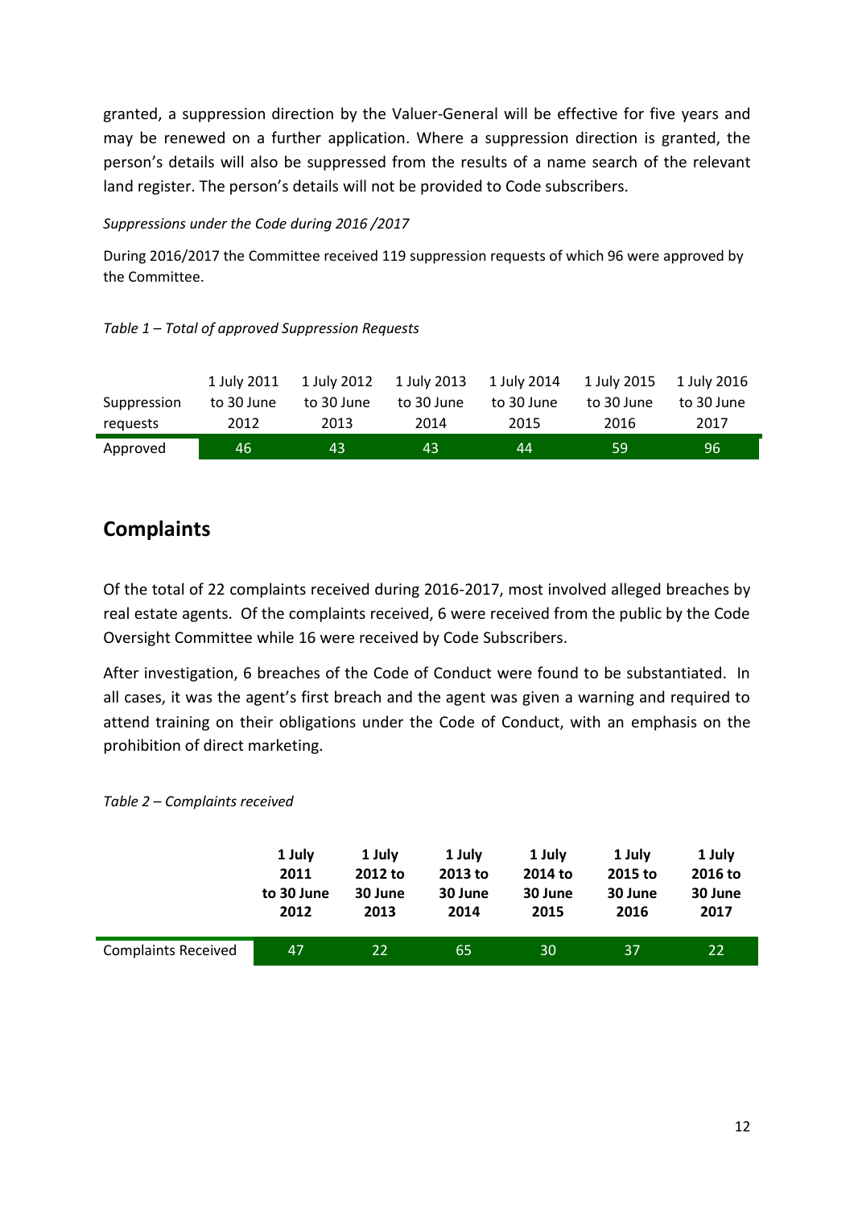granted, a suppression direction by the Valuer-General will be effective for five years and may be renewed on a further application. Where a suppression direction is granted, the person's details will also be suppressed from the results of a name search of the relevant land register. The person's details will not be provided to Code subscribers.

*Suppressions under the Code during 2016 /2017*

During 2016/2017 the Committee received 119 suppression requests of which 96 were approved by the Committee.

*Table 1 – Total of approved Suppression Requests*

| Suppression requests | 1 July 2011 to 30 June 2012 | 1 July 2012 to 30 June 2013 | 1 July 2013 to 30 June 2014 | 1 July 2014 to 30 June 2015 | 1 July 2015 to 30 June 2016 | 1 July 2016 to 30 June 2017 |
|---|---|---|---|---|---|---|
| Approved | 46 | 43 | 43 | 44 | 59 | 96 |

## Complaints

Of the total of 22 complaints received during 2016-2017, most involved alleged breaches by real estate agents. Of the complaints received, 6 were received from the public by the Code Oversight Committee while 16 were received by Code Subscribers.

After investigation, 6 breaches of the Code of Conduct were found to be substantiated. In all cases, it was the agent's first breach and the agent was given a warning and required to attend training on their obligations under the Code of Conduct, with an emphasis on the prohibition of direct marketing.

*Table 2 – Complaints received*

| | **1 July 2011 to 30 June 2012** | **1 July 2012 to 30 June 2013** | **1 July 2013 to 30 June 2014** | **1 July 2014 to 30 June 2015** | **1 July 2015 to 30 June 2016** | **1 July 2016 to 30 June 2017** |
|---|---|---|---|---|---|---|
| Complaints Received | 47 | 22 | 65 | 30 | 37 | 22 |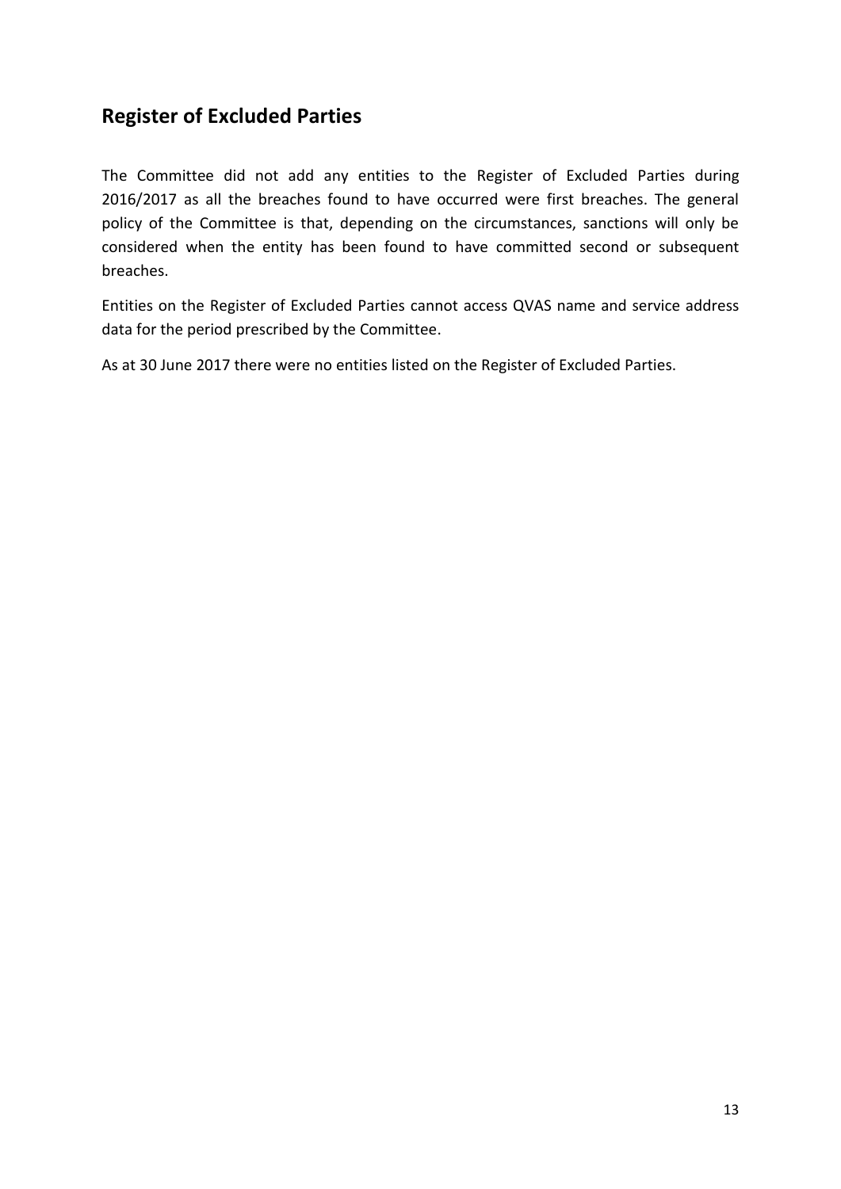## Register of Excluded Parties

The Committee did not add any entities to the Register of Excluded Parties during 2016/2017 as all the breaches found to have occurred were first breaches. The general policy of the Committee is that, depending on the circumstances, sanctions will only be considered when the entity has been found to have committed second or subsequent breaches.

Entities on the Register of Excluded Parties cannot access QVAS name and service address data for the period prescribed by the Committee.

As at 30 June 2017 there were no entities listed on the Register of Excluded Parties.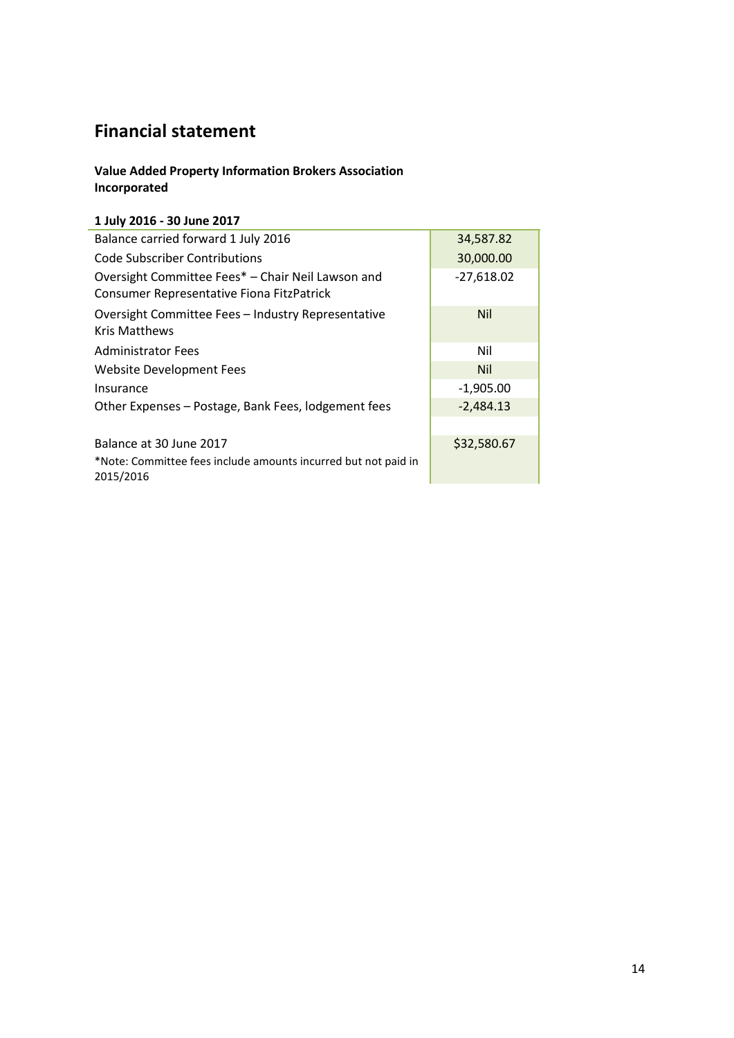## Financial statement

**Value Added Property Information Brokers Association Incorporated**

**1 July 2016 - 30 June 2017**

| | |
|---|---|
| Balance carried forward 1 July 2016 | 34,587.82 |
| Code Subscriber Contributions | 30,000.00 |
| Oversight Committee Fees* – Chair Neil Lawson and Consumer Representative Fiona FitzPatrick | -27,618.02 |
| Oversight Committee Fees – Industry Representative Kris Matthews | Nil |
| Administrator Fees | Nil |
| Website Development Fees | Nil |
| Insurance | -1,905.00 |
| Other Expenses – Postage, Bank Fees, lodgement fees | -2,484.13 |
| | |
| Balance at 30 June 2017 | $32,580.67 |
| *Note: Committee fees include amounts incurred but not paid in 2015/2016 | |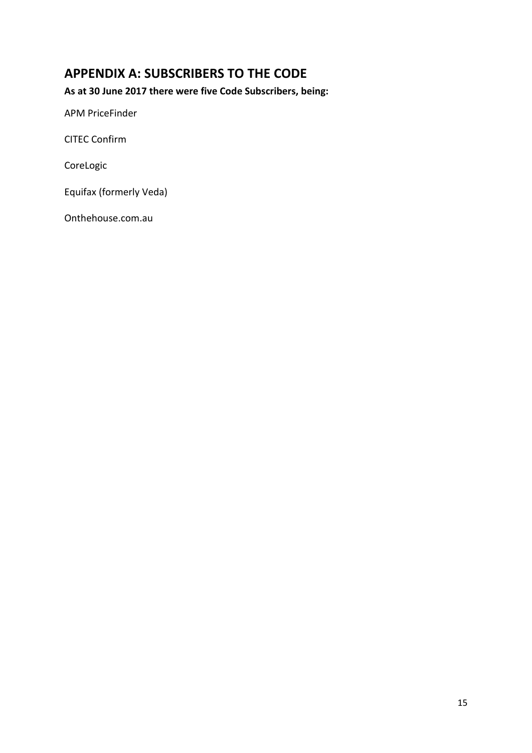## APPENDIX A: SUBSCRIBERS TO THE CODE

**As at 30 June 2017 there were five Code Subscribers, being:**

APM PriceFinder

CITEC Confirm

CoreLogic

Equifax (formerly Veda)

Onthehouse.com.au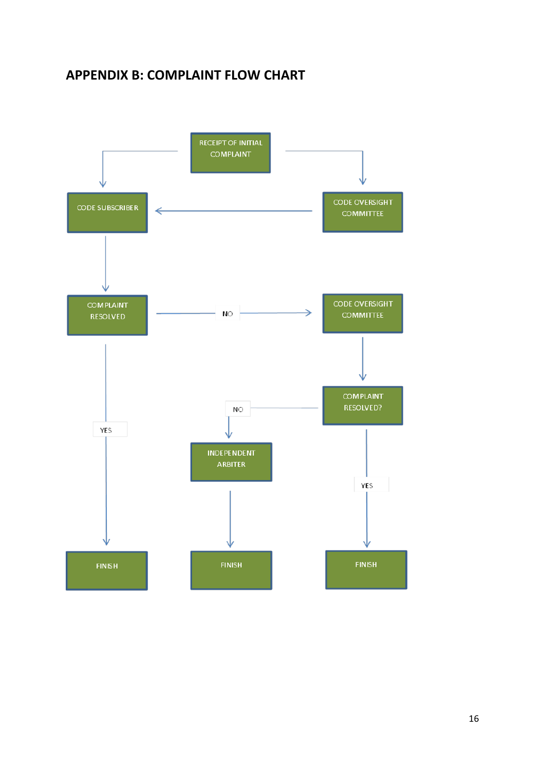## APPENDIX B: COMPLAINT FLOW CHART

RECEIPT OF INITIAL COMPLAINT

CODE SUBSCRIBER

CODE OVERSIGHT COMMITTEE

COMPLAINT RESOLVED

NO

CODE OVERSIGHT COMMITTEE

COMPLAINT RESOLVED?

NO

YES

INDEPENDENT ARBITER

YES

FINISH

FINISH

FINISH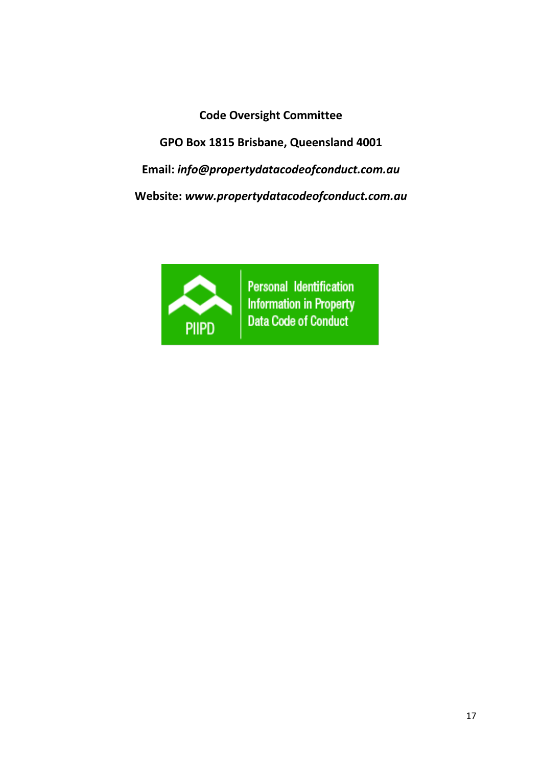**Code Oversight Committee**

**GPO Box 1815 Brisbane, Queensland 4001**

**Email:** ***info@propertydatacodeofconduct.com.au***

**Website:** ***www.propertydatacodeofconduct.com.au***

PIIPD

Personal Identification Information in Property Data Code of Conduct